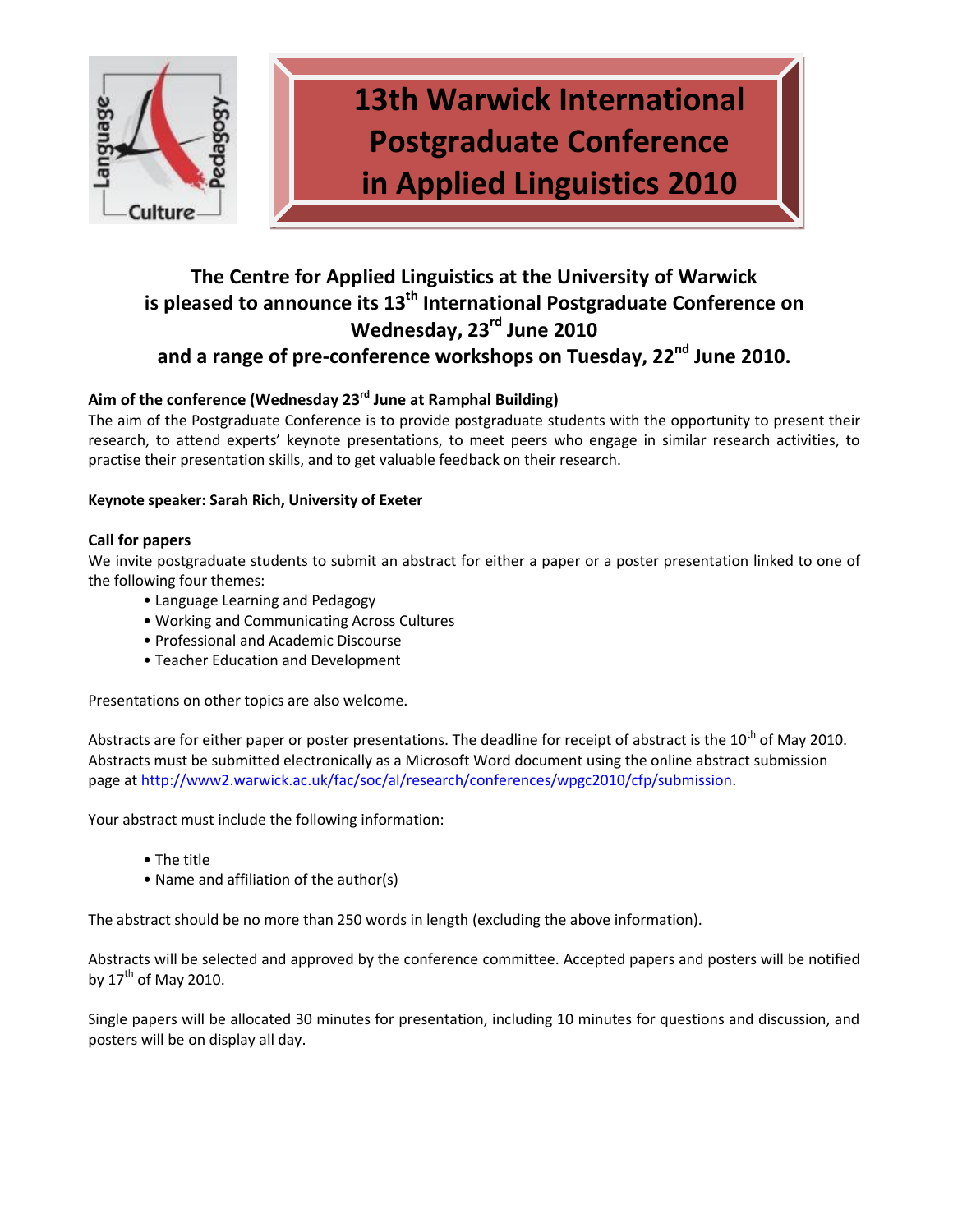# 13th Warwick International Postgraduate Conference in Applied Linguistics 2010

## The Centre for Applied Linguistics at the University of Warwick is pleased to announce its 13th International Postgraduate Conference on Wednesday, 23rd June 2010 and a range of pre-conference workshops on Tuesday, 22nd June 2010.

**Aim of the conference (Wednesday 23rd June at Ramphal Building)**

The aim of the Postgraduate Conference is to provide postgraduate students with the opportunity to present their research, to attend experts' keynote presentations, to meet peers who engage in similar research activities, to practise their presentation skills, and to get valuable feedback on their research.

**Keynote speaker: Sarah Rich, University of Exeter**

**Call for papers**

We invite postgraduate students to submit an abstract for either a paper or a poster presentation linked to one of the following four themes:

- Language Learning and Pedagogy
- Working and Communicating Across Cultures
- Professional and Academic Discourse
- Teacher Education and Development

Presentations on other topics are also welcome.

Abstracts are for either paper or poster presentations. The deadline for receipt of abstract is the 10th of May 2010. Abstracts must be submitted electronically as a Microsoft Word document using the online abstract submission page at http://www2.warwick.ac.uk/fac/soc/al/research/conferences/wpgc2010/cfp/submission.

Your abstract must include the following information:

- The title
- Name and affiliation of the author(s)

The abstract should be no more than 250 words in length (excluding the above information).

Abstracts will be selected and approved by the conference committee. Accepted papers and posters will be notified by 17th of May 2010.

Single papers will be allocated 30 minutes for presentation, including 10 minutes for questions and discussion, and posters will be on display all day.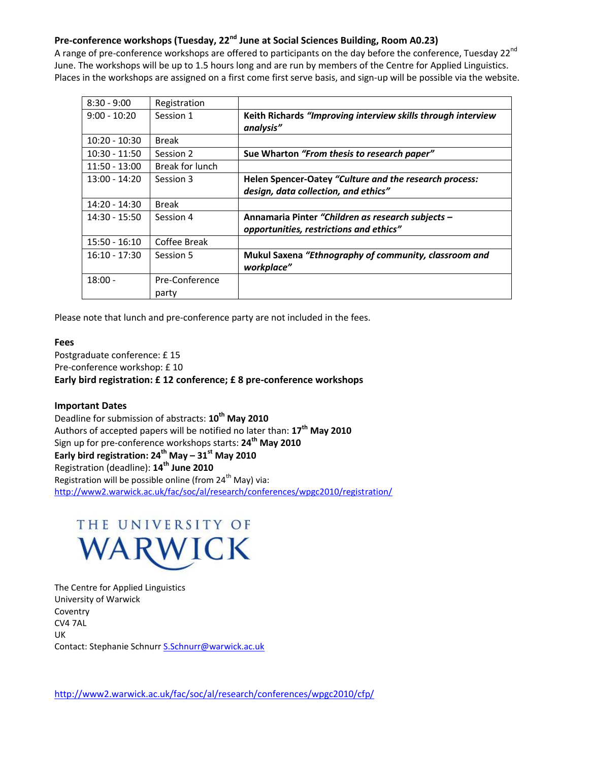**Pre-conference workshops (Tuesday, 22nd June at Social Sciences Building, Room A0.23)**

A range of pre-conference workshops are offered to participants on the day before the conference, Tuesday 22nd June. The workshops will be up to 1.5 hours long and are run by members of the Centre for Applied Linguistics. Places in the workshops are assigned on a first come first serve basis, and sign-up will be possible via the website.

| | | |
|---|---|---|
| 8:30 - 9:00 | Registration | |
| 9:00 - 10:20 | Session 1 | **Keith Richards** ***"Improving interview skills through interview analysis"*** |
| 10:20 - 10:30 | Break | |
| 10:30 - 11:50 | Session 2 | **Sue Wharton** ***"From thesis to research paper"*** |
| 11:50 - 13:00 | Break for lunch | |
| 13:00 - 14:20 | Session 3 | **Helen Spencer-Oatey** ***"Culture and the research process: design, data collection, and ethics"*** |
| 14:20 - 14:30 | Break | |
| 14:30 - 15:50 | Session 4 | **Annamaria Pinter** ***"Children as research subjects – opportunities, restrictions and ethics"*** |
| 15:50 - 16:10 | Coffee Break | |
| 16:10 - 17:30 | Session 5 | **Mukul Saxena** ***"Ethnography of community, classroom and workplace"*** |
| 18:00 - | Pre-Conference party | |

Please note that lunch and pre-conference party are not included in the fees.

**Fees**

Postgraduate conference: £ 15
Pre-conference workshop: £ 10
**Early bird registration: £ 12 conference; £ 8 pre-conference workshops**

**Important Dates**

Deadline for submission of abstracts: **10th May 2010**
Authors of accepted papers will be notified no later than: **17th May 2010**
Sign up for pre-conference workshops starts: **24th May 2010**
**Early bird registration: 24th May – 31st May 2010**
Registration (deadline): **14th June 2010**
Registration will be possible online (from 24th May) via:
http://www2.warwick.ac.uk/fac/soc/al/research/conferences/wpgc2010/registration/

THE UNIVERSITY OF WARWICK

The Centre for Applied Linguistics
University of Warwick
Coventry
CV4 7AL
UK
Contact: Stephanie Schnurr S.Schnurr@warwick.ac.uk

http://www2.warwick.ac.uk/fac/soc/al/research/conferences/wpgc2010/cfp/